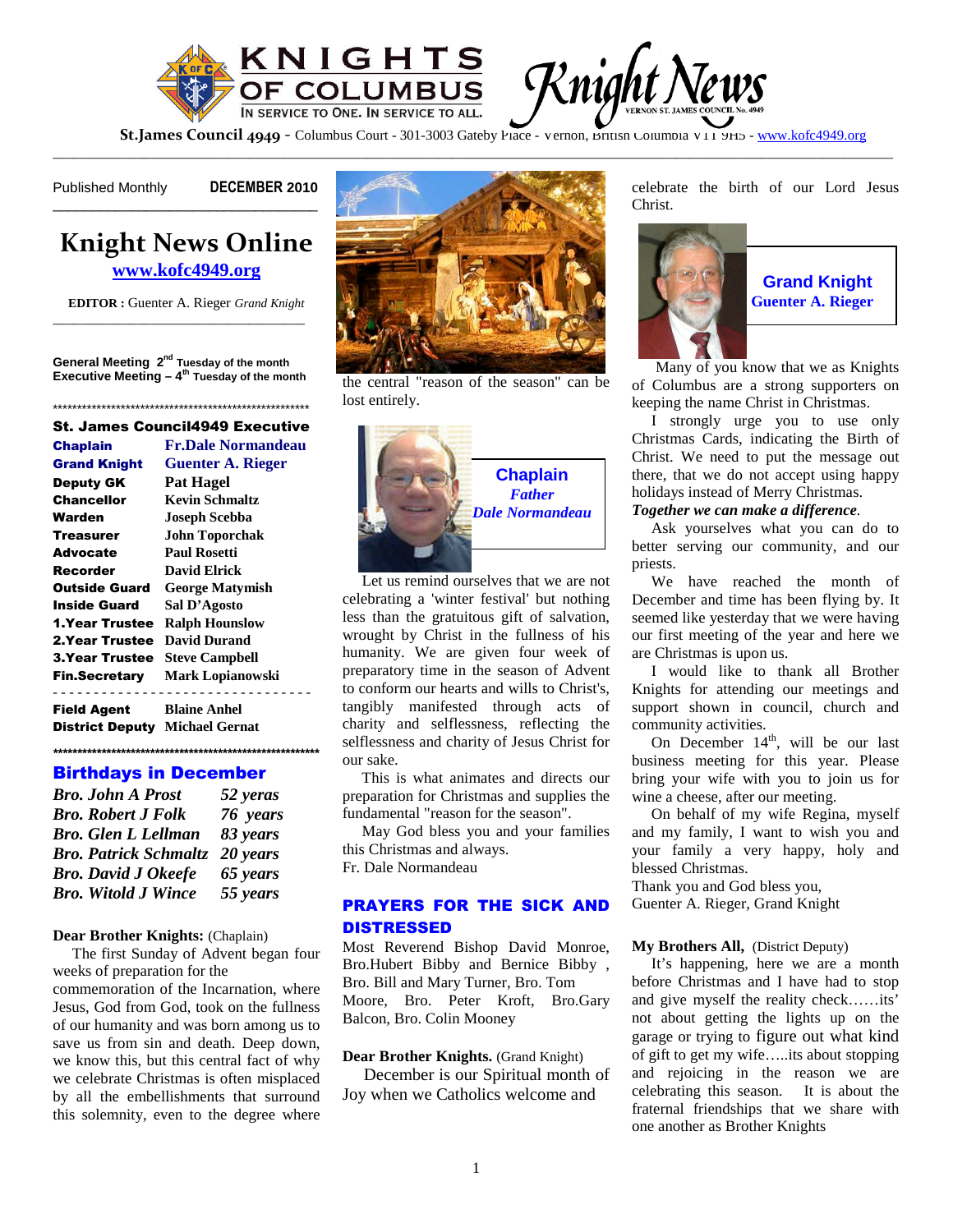# KNIGHTS OF COLUMBUS — Knight News

IN SERVICE TO ONE. IN SERVICE TO ALL.

VERNON ST. JAMES COUNCIL No. 4949

**St.James Council 4949** - Columbus Court - 301-3003 Gateby Place - Vernon, British Columbia V1T 9H5 - www.kofc4949.org

Published Monthly **DECEMBER 2010**

## Knight News Online

**www.kofc4949.org**

**EDITOR :** Guenter A. Rieger *Grand Knight*

**General Meeting 2nd Tuesday of the month**
**Executive Meeting – 4th Tuesday of the month**

### St. James Council4949 Executive

| | |
|---|---|
| **Chaplain** | **Fr.Dale Normandeau** |
| **Grand Knight** | **Guenter A. Rieger** |
| **Deputy GK** | **Pat Hagel** |
| **Chancellor** | **Kevin Schmaltz** |
| **Warden** | **Joseph Scebba** |
| **Treasurer** | **John Toporchak** |
| **Advocate** | **Paul Rosetti** |
| **Recorder** | **David Elrick** |
| **Outside Guard** | **George Matymish** |
| **Inside Guard** | **Sal D'Agosto** |
| **1.Year Trustee** | **Ralph Hounslow** |
| **2.Year Trustee** | **David Durand** |
| **3.Year Trustee** | **Steve Campbell** |
| **Fin.Secretary** | **Mark Lopianowski** |
| **Field Agent** | **Blaine Anhel** |
| **District Deputy** | **Michael Gernat** |

### Birthdays in December

| | |
|---|---|
| *Bro. John A Prost* | *52 yeras* |
| *Bro. Robert J Folk* | *76 years* |
| *Bro. Glen L Lellman* | *83 years* |
| *Bro. Patrick Schmaltz* | *20 years* |
| *Bro. David J Okeefe* | *65 years* |
| *Bro. Witold J Wince* | *55 years* |

**Dear Brother Knights:** (Chaplain)

The first Sunday of Advent began four weeks of preparation for the commemoration of the Incarnation, where Jesus, God from God, took on the fullness of our humanity and was born among us to save us from sin and death. Deep down, we know this, but this central fact of why we celebrate Christmas is often misplaced by all the embellishments that surround this solemnity, even to the degree where the central "reason of the season" can be lost entirely.

**Chaplain**
*Father Dale Normandeau*

Let us remind ourselves that we are not celebrating a 'winter festival' but nothing less than the gratuitous gift of salvation, wrought by Christ in the fullness of his humanity. We are given four week of preparatory time in the season of Advent to conform our hearts and wills to Christ's, tangibly manifested through acts of charity and selflessness, reflecting the selflessness and charity of Jesus Christ for our sake.

This is what animates and directs our preparation for Christmas and supplies the fundamental "reason for the season".

May God bless you and your families this Christmas and always.
Fr. Dale Normandeau

### PRAYERS FOR THE SICK AND DISTRESSED

Most Reverend Bishop David Monroe, Bro.Hubert Bibby and Bernice Bibby , Bro. Bill and Mary Turner, Bro. Tom Moore, Bro. Peter Kroft, Bro.Gary Balcon, Bro. Colin Mooney

**Dear Brother Knights.** (Grand Knight)

December is our Spiritual month of Joy when we Catholics welcome and celebrate the birth of our Lord Jesus Christ.

**Grand Knight**
**Guenter A. Rieger**

Many of you know that we as Knights of Columbus are a strong supporters on keeping the name Christ in Christmas.

I strongly urge you to use only Christmas Cards, indicating the Birth of Christ. We need to put the message out there, that we do not accept using happy holidays instead of Merry Christmas. ***Together we can make a difference***.

Ask yourselves what you can do to better serving our community, and our priests.

We have reached the month of December and time has been flying by. It seemed like yesterday that we were having our first meeting of the year and here we are Christmas is upon us.

I would like to thank all Brother Knights for attending our meetings and support shown in council, church and community activities.

On December 14th, will be our last business meeting for this year. Please bring your wife with you to join us for wine a cheese, after our meeting.

On behalf of my wife Regina, myself and my family, I want to wish you and your family a very happy, holy and blessed Christmas.

Thank you and God bless you,
Guenter A. Rieger, Grand Knight

**My Brothers All,** (District Deputy)

It's happening, here we are a month before Christmas and I have had to stop and give myself the reality check……its' not about getting the lights up on the garage or trying to figure out what kind of gift to get my wife…..its about stopping and rejoicing in the reason we are celebrating this season. It is about the fraternal friendships that we share with one another as Brother Knights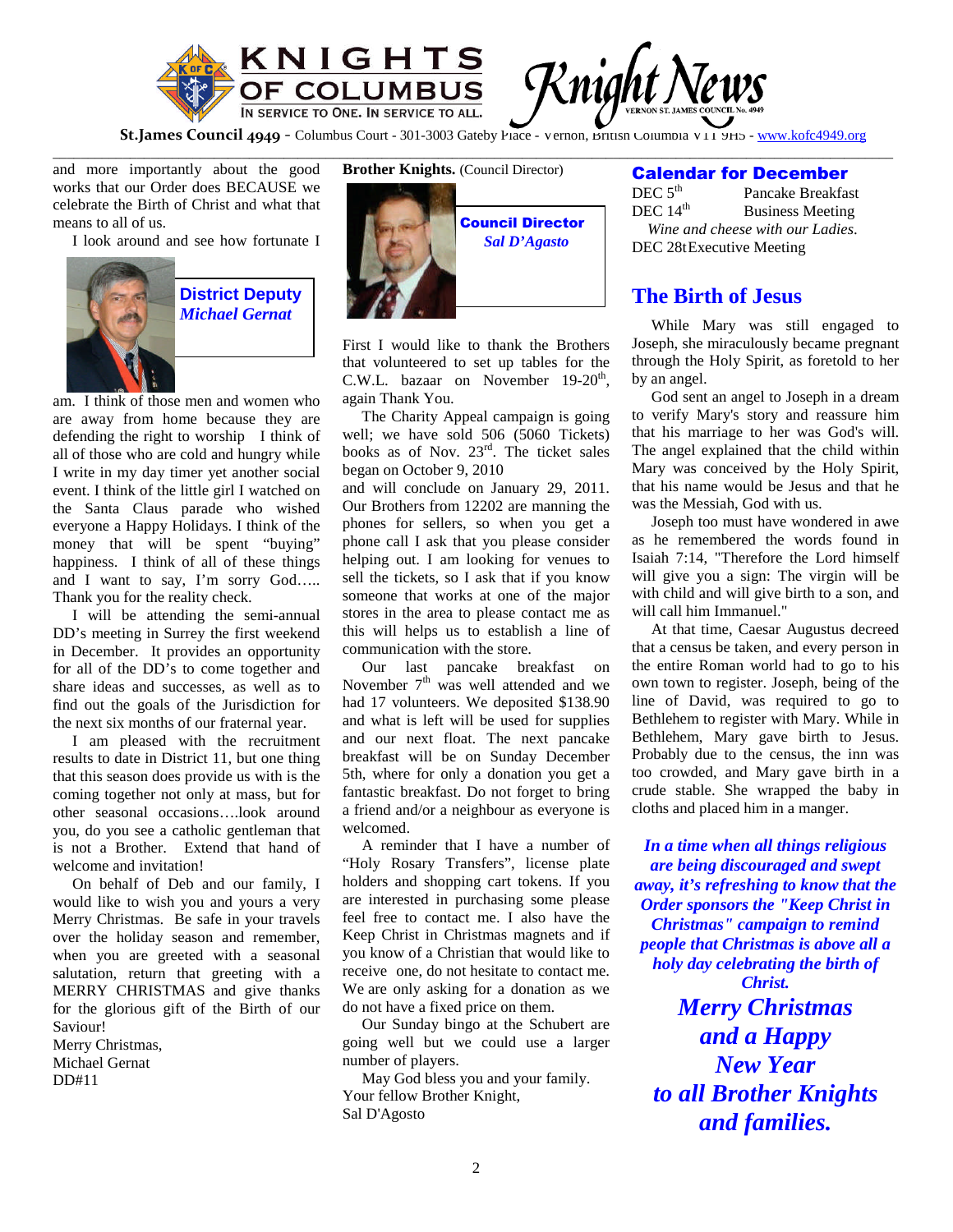# KNIGHTS OF COLUMBUS — Knight News

IN SERVICE TO ONE. IN SERVICE TO ALL.

VERNON ST. JAMES COUNCIL No. 4949

**St.James Council 4949** - Columbus Court - 301-3003 Gateby Place - Vernon, British Columbia V1T 9H5 - www.kofc4949.org

---

and more importantly about the good works that our Order does BECAUSE we celebrate the Birth of Christ and what that means to all of us.

I look around and see how fortunate I

**District Deputy**
***Michael Gernat***

am. I think of those men and women who are away from home because they are defending the right to worship I think of all of those who are cold and hungry while I write in my day timer yet another social event. I think of the little girl I watched on the Santa Claus parade who wished everyone a Happy Holidays. I think of the money that will be spent "buying" happiness. I think of all of these things and I want to say, I'm sorry God….. Thank you for the reality check.

I will be attending the semi-annual DD's meeting in Surrey the first weekend in December. It provides an opportunity for all of the DD's to come together and share ideas and successes, as well as to find out the goals of the Jurisdiction for the next six months of our fraternal year.

I am pleased with the recruitment results to date in District 11, but one thing that this season does provide us with is the coming together not only at mass, but for other seasonal occasions….look around you, do you see a catholic gentleman that is not a Brother. Extend that hand of welcome and invitation!

On behalf of Deb and our family, I would like to wish you and yours a very Merry Christmas. Be safe in your travels over the holiday season and remember, when you are greeted with a seasonal salutation, return that greeting with a MERRY CHRISTMAS and give thanks for the glorious gift of the Birth of our Saviour!

Merry Christmas,
Michael Gernat
DD#11

**Brother Knights.** (Council Director)

**Council Director**
***Sal D'Agasto***

First I would like to thank the Brothers that volunteered to set up tables for the C.W.L. bazaar on November 19-20th, again Thank You.

The Charity Appeal campaign is going well; we have sold 506 (5060 Tickets) books as of Nov. 23rd. The ticket sales began on October 9, 2010 and will conclude on January 29, 2011. Our Brothers from 12202 are manning the phones for sellers, so when you get a phone call I ask that you please consider helping out. I am looking for venues to sell the tickets, so I ask that if you know someone that works at one of the major stores in the area to please contact me as this will helps us to establish a line of communication with the store.

Our last pancake breakfast on November 7th was well attended and we had 17 volunteers. We deposited $138.90 and what is left will be used for supplies and our next float. The next pancake breakfast will be on Sunday December 5th, where for only a donation you get a fantastic breakfast. Do not forget to bring a friend and/or a neighbour as everyone is welcomed.

A reminder that I have a number of "Holy Rosary Transfers", license plate holders and shopping cart tokens. If you are interested in purchasing some please feel free to contact me. I also have the Keep Christ in Christmas magnets and if you know of a Christian that would like to receive one, do not hesitate to contact me. We are only asking for a donation as we do not have a fixed price on them.

Our Sunday bingo at the Schubert are going well but we could use a larger number of players.

May God bless you and your family.
Your fellow Brother Knight,
Sal D'Agosto

## Calendar for December

| | |
|---|---|
| DEC 5th | Pancake Breakfast |
| DEC 14th | Business Meeting |
| | *Wine and cheese with our Ladies.* |
| DEC 28t | Executive Meeting |

## The Birth of Jesus

While Mary was still engaged to Joseph, she miraculously became pregnant through the Holy Spirit, as foretold to her by an angel.

God sent an angel to Joseph in a dream to verify Mary's story and reassure him that his marriage to her was God's will. The angel explained that the child within Mary was conceived by the Holy Spirit, that his name would be Jesus and that he was the Messiah, God with us.

Joseph too must have wondered in awe as he remembered the words found in Isaiah 7:14, "Therefore the Lord himself will give you a sign: The virgin will be with child and will give birth to a son, and will call him Immanuel."

At that time, Caesar Augustus decreed that a census be taken, and every person in the entire Roman world had to go to his own town to register. Joseph, being of the line of David, was required to go to Bethlehem to register with Mary. While in Bethlehem, Mary gave birth to Jesus. Probably due to the census, the inn was too crowded, and Mary gave birth in a crude stable. She wrapped the baby in cloths and placed him in a manger.

***In a time when all things religious are being discouraged and swept away, it's refreshing to know that the Order sponsors the "Keep Christ in Christmas" campaign to remind people that Christmas is above all a holy day celebrating the birth of Christ.***

***Merry Christmas and a Happy New Year to all Brother Knights and families.***